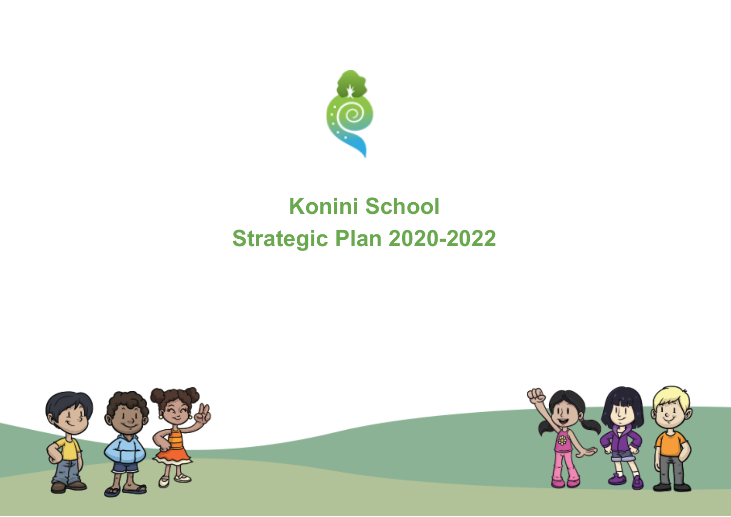# Konini School

# Strategic Plan 2020-2022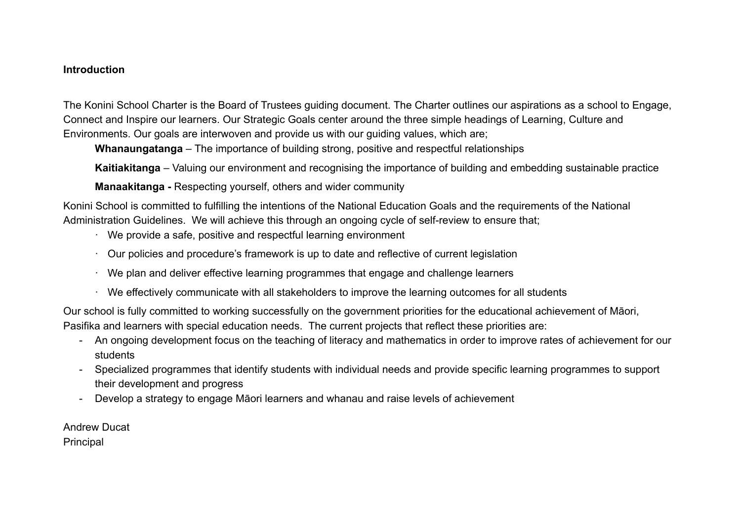**Introduction**

The Konini School Charter is the Board of Trustees guiding document. The Charter outlines our aspirations as a school to Engage, Connect and Inspire our learners. Our Strategic Goals center around the three simple headings of Learning, Culture and Environments. Our goals are interwoven and provide us with our guiding values, which are;

> **Whanaungatanga** – The importance of building strong, positive and respectful relationships
>
> **Kaitiakitanga** – Valuing our environment and recognising the importance of building and embedding sustainable practice
>
> **Manaakitanga -** Respecting yourself, others and wider community

Konini School is committed to fulfilling the intentions of the National Education Goals and the requirements of the National Administration Guidelines. We will achieve this through an ongoing cycle of self-review to ensure that;

- We provide a safe, positive and respectful learning environment
- Our policies and procedure's framework is up to date and reflective of current legislation
- We plan and deliver effective learning programmes that engage and challenge learners
- We effectively communicate with all stakeholders to improve the learning outcomes for all students

Our school is fully committed to working successfully on the government priorities for the educational achievement of Māori, Pasifika and learners with special education needs. The current projects that reflect these priorities are:

- An ongoing development focus on the teaching of literacy and mathematics in order to improve rates of achievement for our students
- Specialized programmes that identify students with individual needs and provide specific learning programmes to support their development and progress
- Develop a strategy to engage Māori learners and whanau and raise levels of achievement

Andrew Ducat
Principal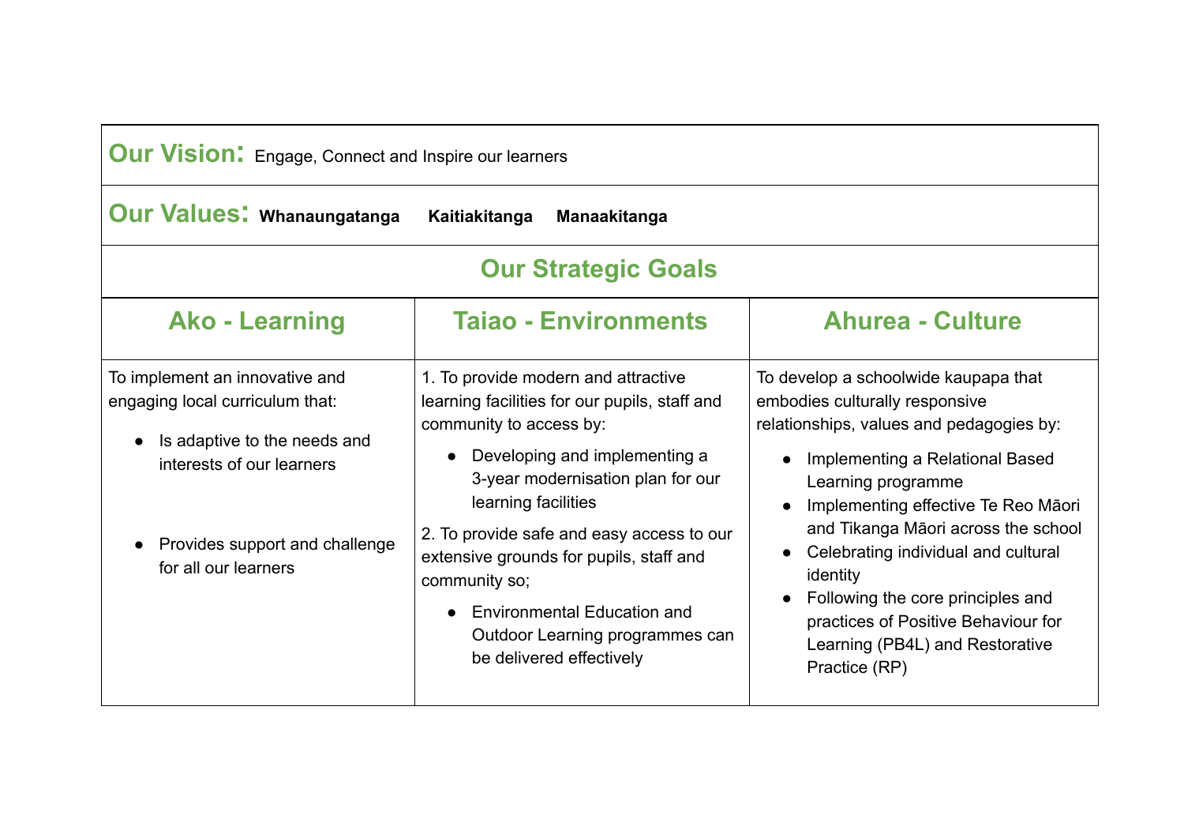**Our Vision:** Engage, Connect and Inspire our learners

**Our Values:** **Whanaungatanga** **Kaitiakitanga** **Manaakitanga**

## Our Strategic Goals

| Ako - Learning | Taiao - Environments | Ahurea - Culture |
|---|---|---|
| To implement an innovative and engaging local curriculum that:<br><br>● Is adaptive to the needs and interests of our learners<br><br>● Provides support and challenge for all our learners | 1. To provide modern and attractive learning facilities for our pupils, staff and community to access by:<br><br>● Developing and implementing a 3-year modernisation plan for our learning facilities<br><br>2. To provide safe and easy access to our extensive grounds for pupils, staff and community so;<br><br>● Environmental Education and Outdoor Learning programmes can be delivered effectively | To develop a schoolwide kaupapa that embodies culturally responsive relationships, values and pedagogies by:<br><br>● Implementing a Relational Based Learning programme<br>● Implementing effective Te Reo Māori and Tikanga Māori across the school<br>● Celebrating individual and cultural identity<br>● Following the core principles and practices of Positive Behaviour for Learning (PB4L) and Restorative Practice (RP) |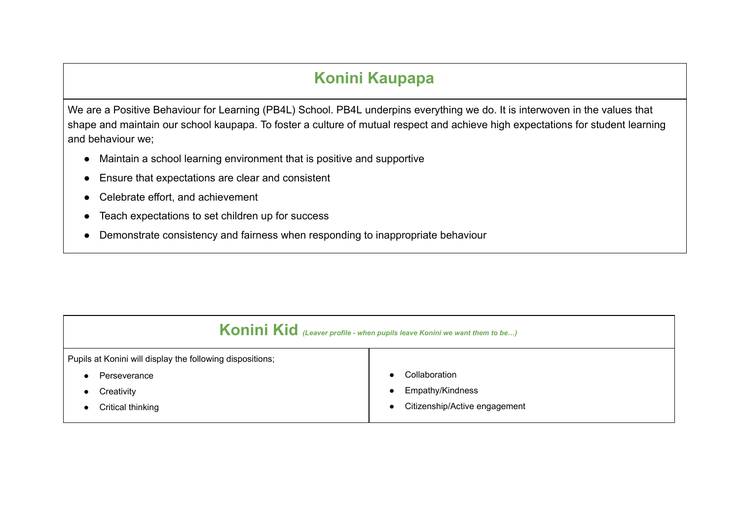## Konini Kaupapa

We are a Positive Behaviour for Learning (PB4L) School. PB4L underpins everything we do. It is interwoven in the values that shape and maintain our school kaupapa. To foster a culture of mutual respect and achieve high expectations for student learning and behaviour we;

- Maintain a school learning environment that is positive and supportive
- Ensure that expectations are clear and consistent
- Celebrate effort, and achievement
- Teach expectations to set children up for success
- Demonstrate consistency and fairness when responding to inappropriate behaviour

## Konini Kid *(Leaver profile - when pupils leave Konini we want them to be…)*

Pupils at Konini will display the following dispositions;

- Perseverance
- Creativity
- Critical thinking
- Collaboration
- Empathy/Kindness
- Citizenship/Active engagement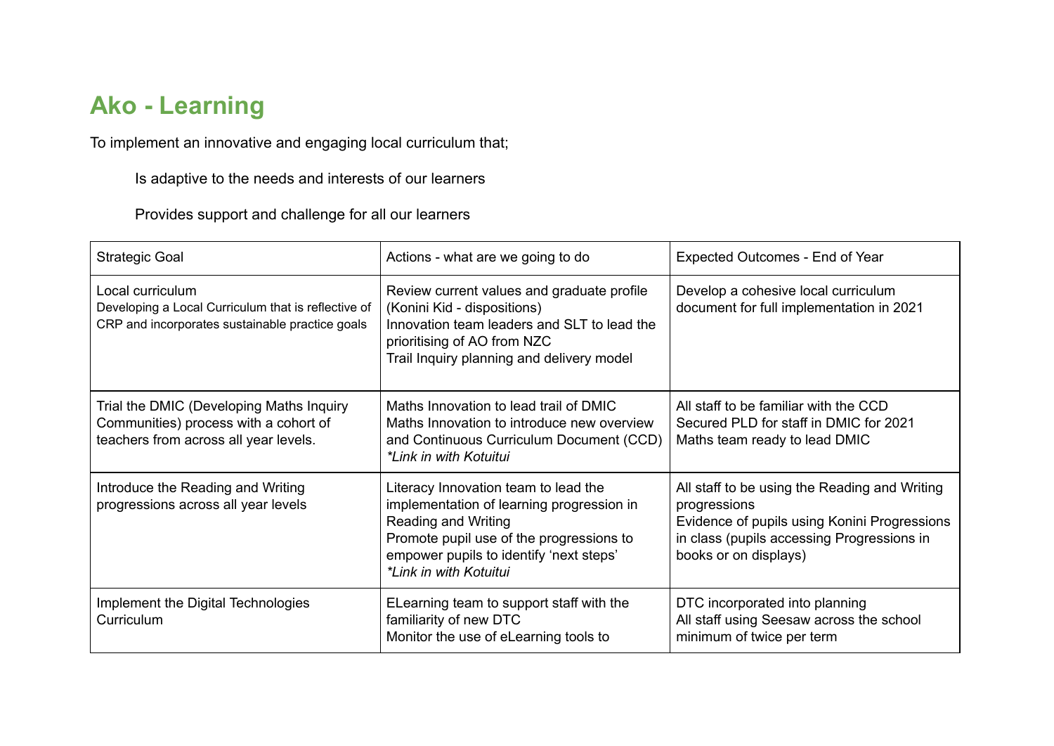## Ako - Learning

To implement an innovative and engaging local curriculum that;

Is adaptive to the needs and interests of our learners

Provides support and challenge for all our learners

| Strategic Goal | Actions - what are we going to do | Expected Outcomes - End of Year |
|---|---|---|
| Local curriculum<br>Developing a Local Curriculum that is reflective of CRP and incorporates sustainable practice goals | Review current values and graduate profile (Konini Kid - dispositions)<br>Innovation team leaders and SLT to lead the prioritising of AO from NZC<br>Trail Inquiry planning and delivery model | Develop a cohesive local curriculum document for full implementation in 2021 |
| Trial the DMIC (Developing Maths Inquiry Communities) process with a cohort of teachers from across all year levels. | Maths Innovation to lead trail of DMIC<br>Maths Innovation to introduce new overview and Continuous Curriculum Document (CCD)<br>*\*Link in with Kotuitui* | All staff to be familiar with the CCD<br>Secured PLD for staff in DMIC for 2021<br>Maths team ready to lead DMIC |
| Introduce the Reading and Writing progressions across all year levels | Literacy Innovation team to lead the implementation of learning progression in Reading and Writing<br>Promote pupil use of the progressions to empower pupils to identify 'next steps'<br>*\*Link in with Kotuitui* | All staff to be using the Reading and Writing progressions<br>Evidence of pupils using Konini Progressions in class (pupils accessing Progressions in books or on displays) |
| Implement the Digital Technologies Curriculum | ELearning team to support staff with the familiarity of new DTC<br>Monitor the use of eLearning tools to | DTC incorporated into planning<br>All staff using Seesaw across the school minimum of twice per term |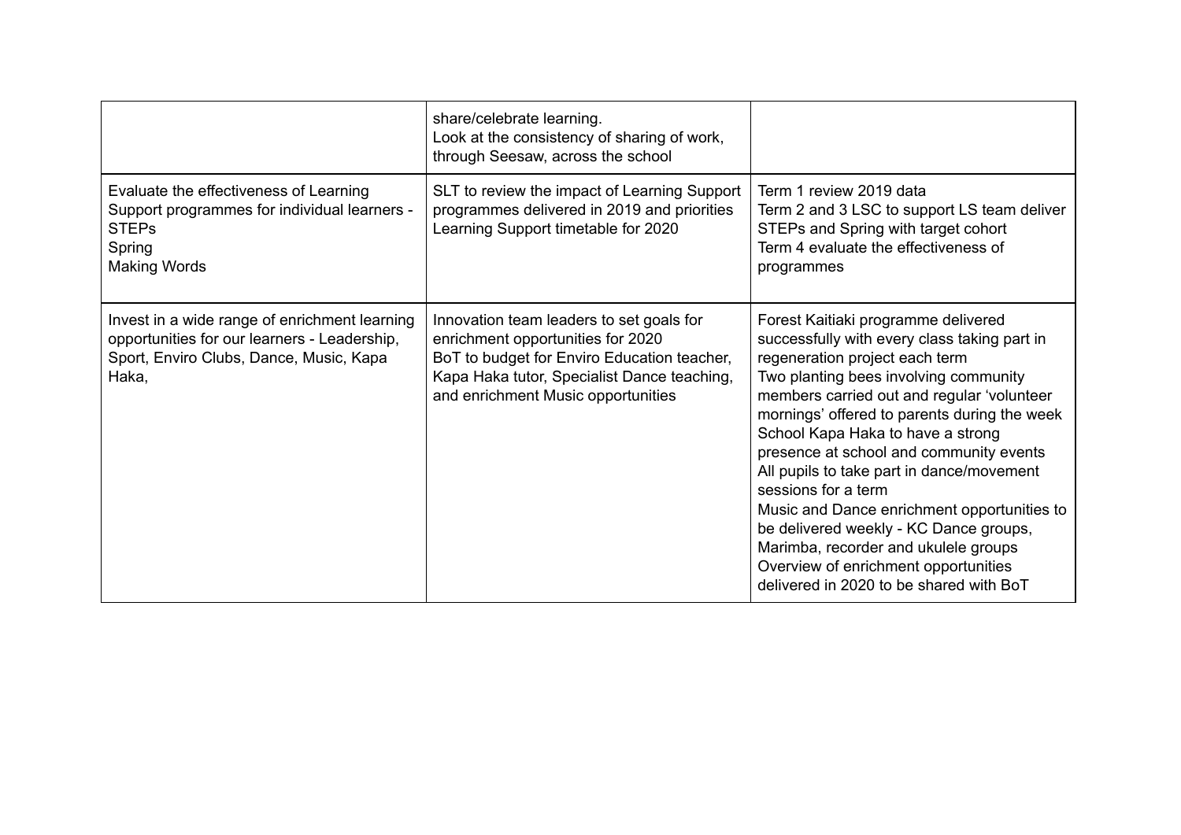|  |  |  |
|---|---|---|
|  | share/celebrate learning.<br>Look at the consistency of sharing of work, through Seesaw, across the school |  |
| Evaluate the effectiveness of Learning Support programmes for individual learners -<br>STEPs<br>Spring<br>Making Words | SLT to review the impact of Learning Support programmes delivered in 2019 and priorities Learning Support timetable for 2020 | Term 1 review 2019 data<br>Term 2 and 3 LSC to support LS team deliver STEPs and Spring with target cohort<br>Term 4 evaluate the effectiveness of programmes |
| Invest in a wide range of enrichment learning opportunities for our learners - Leadership, Sport, Enviro Clubs, Dance, Music, Kapa Haka, | Innovation team leaders to set goals for enrichment opportunities for 2020<br>BoT to budget for Enviro Education teacher, Kapa Haka tutor, Specialist Dance teaching, and enrichment Music opportunities | Forest Kaitiaki programme delivered successfully with every class taking part in regeneration project each term<br>Two planting bees involving community members carried out and regular 'volunteer mornings' offered to parents during the week<br>School Kapa Haka to have a strong presence at school and community events<br>All pupils to take part in dance/movement sessions for a term<br>Music and Dance enrichment opportunities to be delivered weekly - KC Dance groups, Marimba, recorder and ukulele groups<br>Overview of enrichment opportunities delivered in 2020 to be shared with BoT |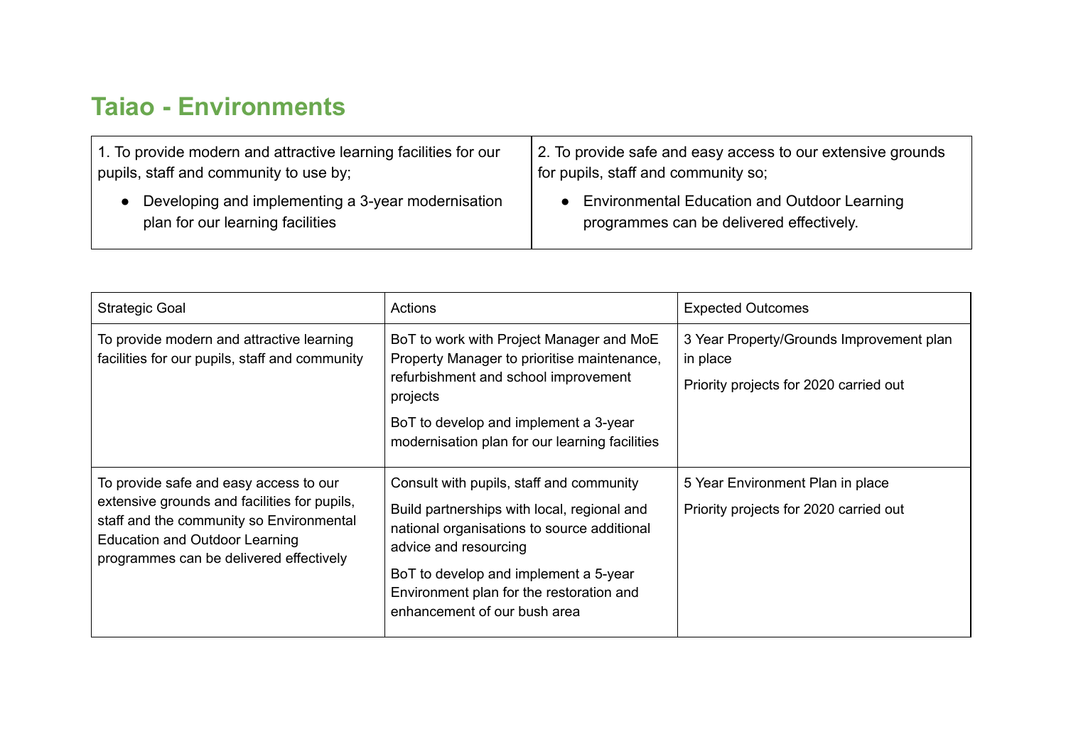## Taiao - Environments

| 1. To provide modern and attractive learning facilities for our pupils, staff and community to use by;<br>• Developing and implementing a 3-year modernisation plan for our learning facilities | 2. To provide safe and easy access to our extensive grounds for pupils, staff and community so;<br>• Environmental Education and Outdoor Learning programmes can be delivered effectively. |
|---|---|

| Strategic Goal | Actions | Expected Outcomes |
|---|---|---|
| To provide modern and attractive learning facilities for our pupils, staff and community | BoT to work with Project Manager and MoE Property Manager to prioritise maintenance, refurbishment and school improvement projects<br><br>BoT to develop and implement a 3-year modernisation plan for our learning facilities | 3 Year Property/Grounds Improvement plan in place<br><br>Priority projects for 2020 carried out |
| To provide safe and easy access to our extensive grounds and facilities for pupils, staff and the community so Environmental Education and Outdoor Learning programmes can be delivered effectively | Consult with pupils, staff and community<br><br>Build partnerships with local, regional and national organisations to source additional advice and resourcing<br><br>BoT to develop and implement a 5-year Environment plan for the restoration and enhancement of our bush area | 5 Year Environment Plan in place<br><br>Priority projects for 2020 carried out |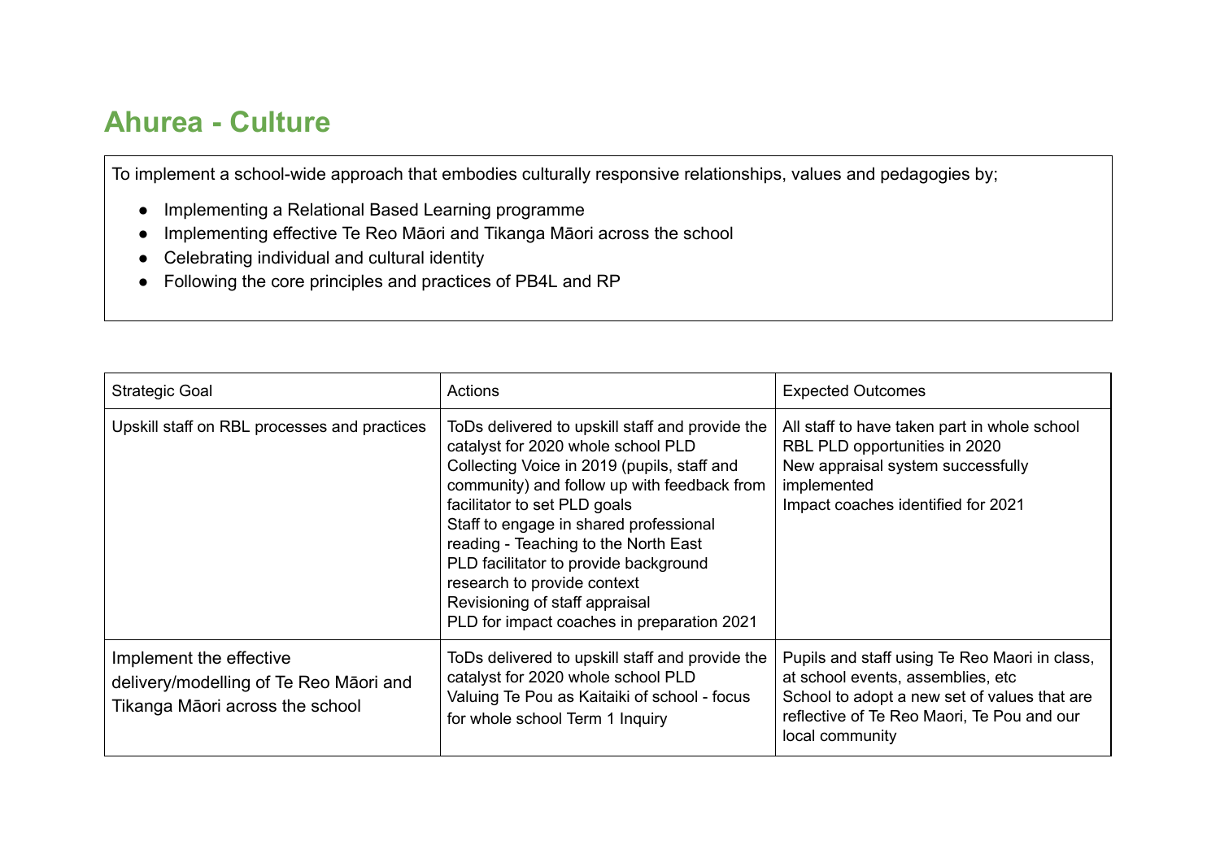## Ahurea - Culture

To implement a school-wide approach that embodies culturally responsive relationships, values and pedagogies by;

- Implementing a Relational Based Learning programme
- Implementing effective Te Reo Māori and Tikanga Māori across the school
- Celebrating individual and cultural identity
- Following the core principles and practices of PB4L and RP

| Strategic Goal | Actions | Expected Outcomes |
|---|---|---|
| Upskill staff on RBL processes and practices | ToDs delivered to upskill staff and provide the catalyst for 2020 whole school PLD<br>Collecting Voice in 2019 (pupils, staff and community) and follow up with feedback from facilitator to set PLD goals<br>Staff to engage in shared professional reading - Teaching to the North East<br>PLD facilitator to provide background research to provide context<br>Revisioning of staff appraisal<br>PLD for impact coaches in preparation 2021 | All staff to have taken part in whole school RBL PLD opportunities in 2020<br>New appraisal system successfully implemented<br>Impact coaches identified for 2021 |
| Implement the effective delivery/modelling of Te Reo Māori and Tikanga Māori across the school | ToDs delivered to upskill staff and provide the catalyst for 2020 whole school PLD<br>Valuing Te Pou as Kaitaiki of school - focus for whole school Term 1 Inquiry | Pupils and staff using Te Reo Maori in class, at school events, assemblies, etc<br>School to adopt a new set of values that are reflective of Te Reo Maori, Te Pou and our local community |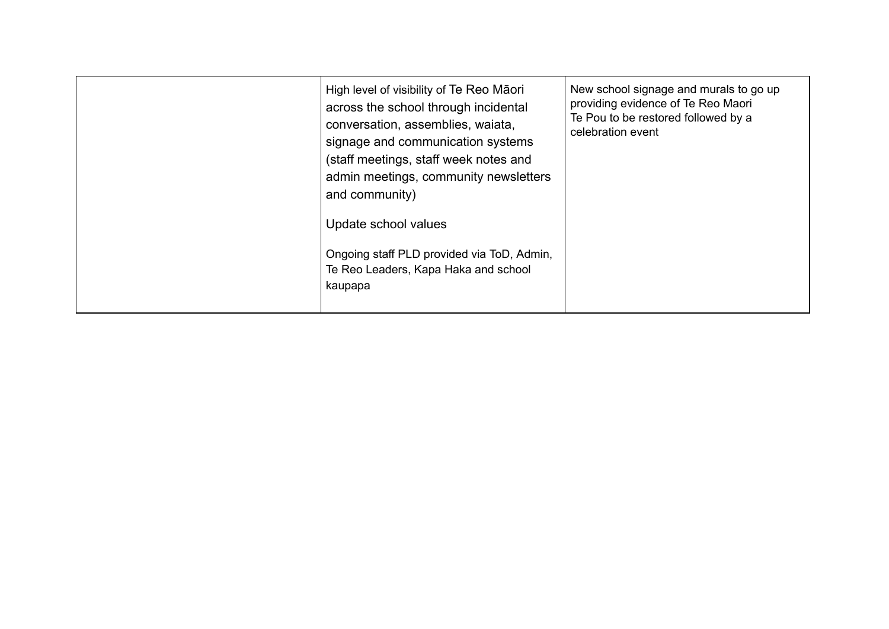| | | |
|---|---|---|
| | High level of visibility of Te Reo Māori across the school through incidental conversation, assemblies, waiata, signage and communication systems (staff meetings, staff week notes and admin meetings, community newsletters and community)<br><br>Update school values<br><br>Ongoing staff PLD provided via ToD, Admin, Te Reo Leaders, Kapa Haka and school kaupapa | New school signage and murals to go up providing evidence of Te Reo Maori<br>Te Pou to be restored followed by a celebration event |